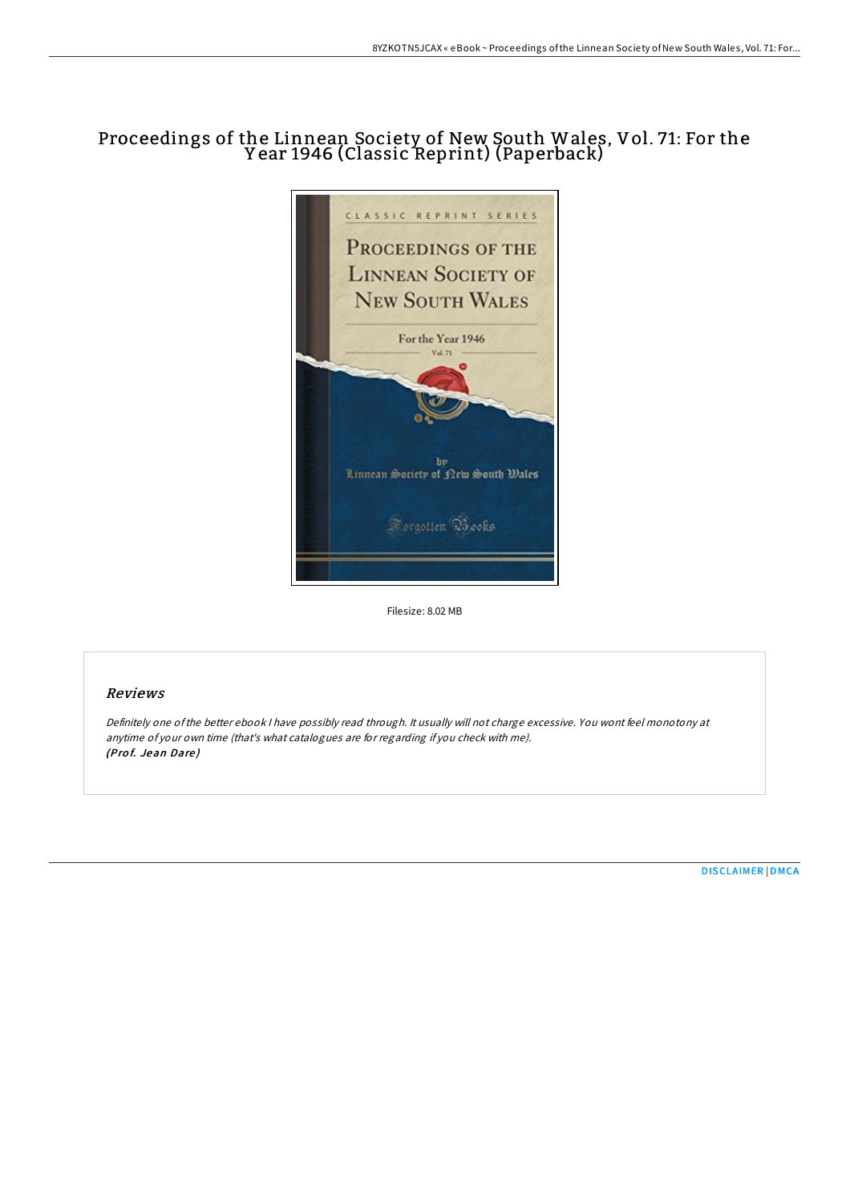# Proceedings of the Linnean Society of New South Wales, Vol. 71: For the Year 1946 (Classic Reprint) (Paperback)

Filesize: 8.02 MB

## Reviews

*Definitely one of the better ebook I have possibly read through. It usually will not charge excessive. You wont feel monotony at anytime of your own time (that's what catalogues are for regarding if you check with me).*
***(Prof. Jean Dare)***

DISCLAIMER | DMCA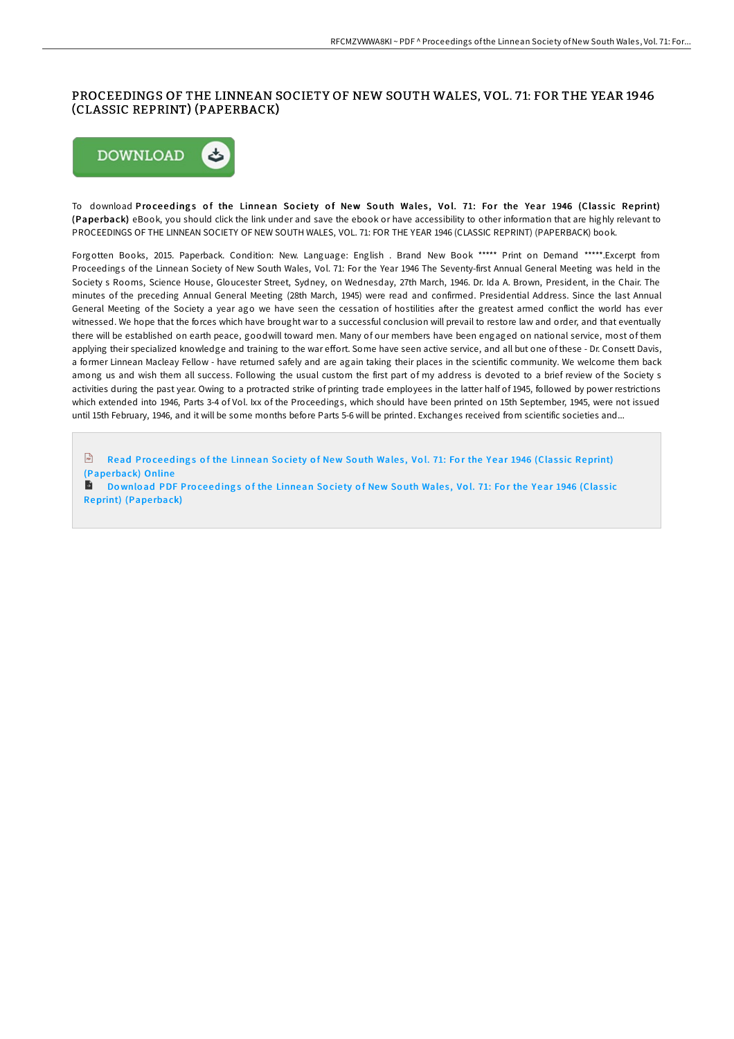# PROCEEDINGS OF THE LINNEAN SOCIETY OF NEW SOUTH WALES, VOL. 71: FOR THE YEAR 1946 (CLASSIC REPRINT) (PAPERBACK)

DOWNLOAD

To download **Proceedings of the Linnean Society of New South Wales, Vol. 71: For the Year 1946 (Classic Reprint) (Paperback)** eBook, you should click the link under and save the ebook or have accessibility to other information that are highly relevant to PROCEEDINGS OF THE LINNEAN SOCIETY OF NEW SOUTH WALES, VOL. 71: FOR THE YEAR 1946 (CLASSIC REPRINT) (PAPERBACK) book.

Forgotten Books, 2015. Paperback. Condition: New. Language: English . Brand New Book ***** Print on Demand *****.Excerpt from Proceedings of the Linnean Society of New South Wales, Vol. 71: For the Year 1946 The Seventy-first Annual General Meeting was held in the Society s Rooms, Science House, Gloucester Street, Sydney, on Wednesday, 27th March, 1946. Dr. Ida A. Brown, President, in the Chair. The minutes of the preceding Annual General Meeting (28th March, 1945) were read and confirmed. Presidential Address. Since the last Annual General Meeting of the Society a year ago we have seen the cessation of hostilities after the greatest armed conflict the world has ever witnessed. We hope that the forces which have brought war to a successful conclusion will prevail to restore law and order, and that eventually there will be established on earth peace, goodwill toward men. Many of our members have been engaged on national service, most of them applying their specialized knowledge and training to the war effort. Some have seen active service, and all but one of these - Dr. Consett Davis, a former Linnean Macleay Fellow - have returned safely and are again taking their places in the scientific community. We welcome them back among us and wish them all success. Following the usual custom the first part of my address is devoted to a brief review of the Society s activities during the past year. Owing to a protracted strike of printing trade employees in the latter half of 1945, followed by power restrictions which extended into 1946, Parts 3-4 of Vol. lxx of the Proceedings, which should have been printed on 15th September, 1945, were not issued until 15th February, 1946, and it will be some months before Parts 5-6 will be printed. Exchanges received from scientific societies and...

Read Proceedings of the Linnean Society of New South Wales, Vol. 71: For the Year 1946 (Classic Reprint) (Paperback) Online

Download PDF Proceedings of the Linnean Society of New South Wales, Vol. 71: For the Year 1946 (Classic Reprint) (Paperback)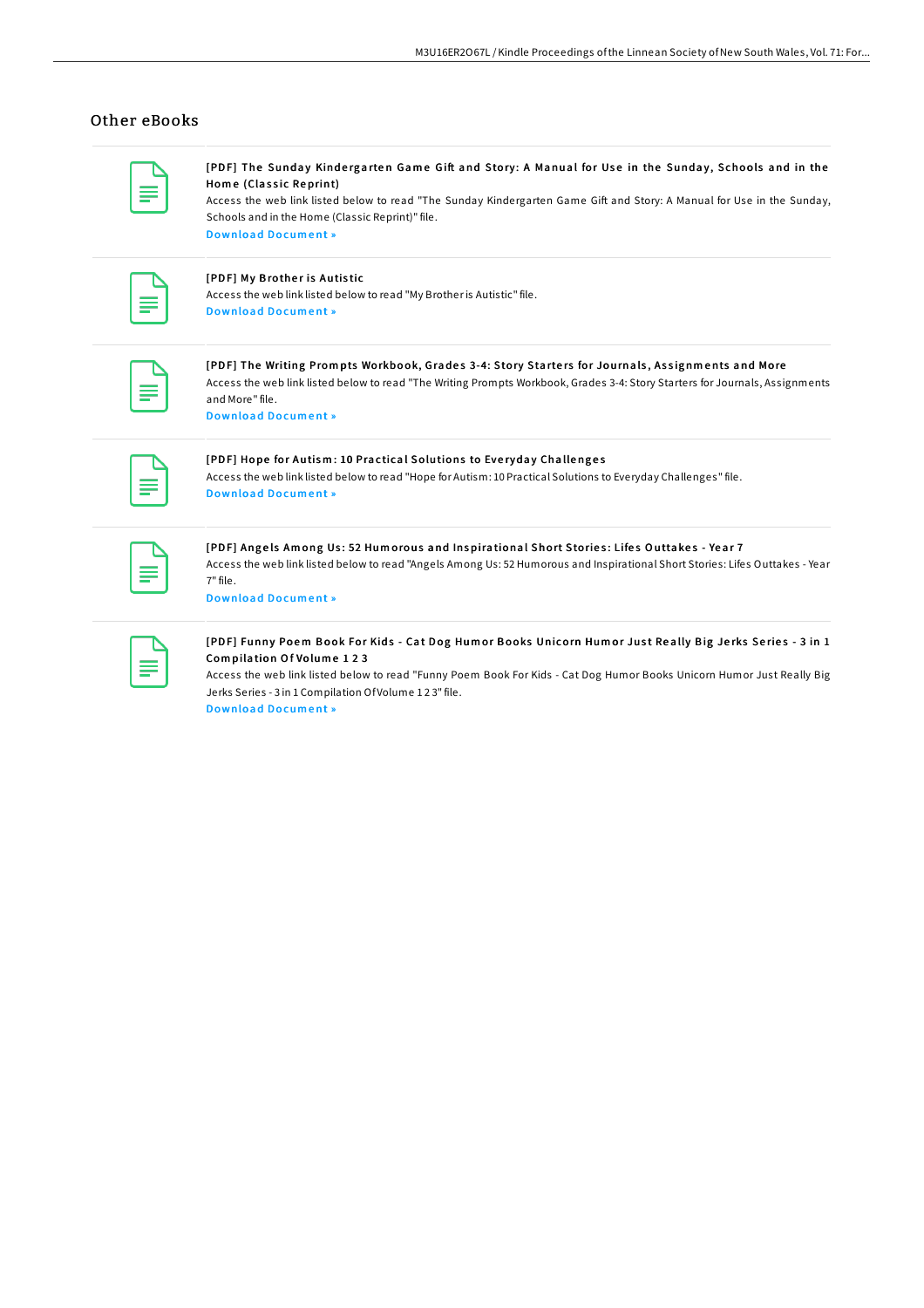## Other eBooks

**[PDF] The Sunday Kindergarten Game Gift and Story: A Manual for Use in the Sunday, Schools and in the Home (Classic Reprint)**

Access the web link listed below to read "The Sunday Kindergarten Game Gift and Story: A Manual for Use in the Sunday, Schools and in the Home (Classic Reprint)" file.

Download Document »

**[PDF] My Brother is Autistic**

Access the web link listed below to read "My Brother is Autistic" file.

Download Document »

**[PDF] The Writing Prompts Workbook, Grades 3-4: Story Starters for Journals, Assignments and More**

Access the web link listed below to read "The Writing Prompts Workbook, Grades 3-4: Story Starters for Journals, Assignments and More" file.

Download Document »

**[PDF] Hope for Autism: 10 Practical Solutions to Everyday Challenges**

Access the web link listed below to read "Hope for Autism: 10 Practical Solutions to Everyday Challenges" file.

Download Document »

**[PDF] Angels Among Us: 52 Humorous and Inspirational Short Stories: Lifes Outtakes - Year 7**

Access the web link listed below to read "Angels Among Us: 52 Humorous and Inspirational Short Stories: Lifes Outtakes - Year 7" file.

Download Document »

**[PDF] Funny Poem Book For Kids - Cat Dog Humor Books Unicorn Humor Just Really Big Jerks Series - 3 in 1 Compilation Of Volume 1 2 3**

Access the web link listed below to read "Funny Poem Book For Kids - Cat Dog Humor Books Unicorn Humor Just Really Big Jerks Series - 3 in 1 Compilation Of Volume 1 2 3" file.

Download Document »